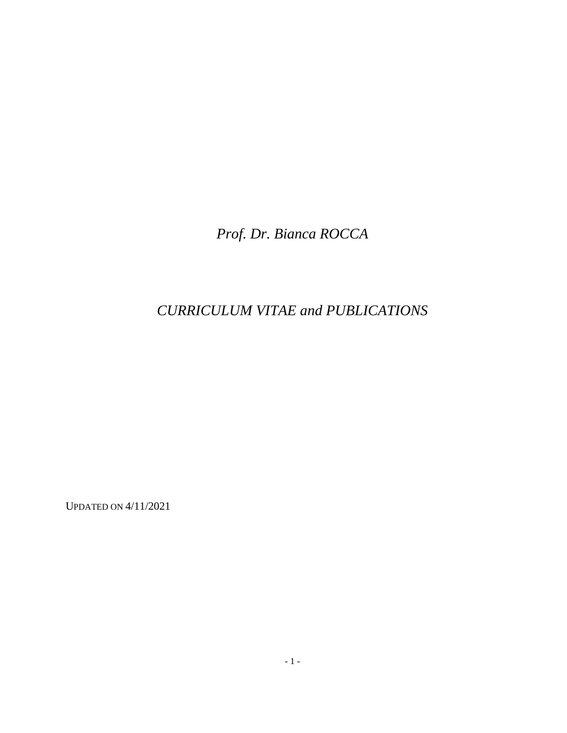*Prof. Dr. Bianca ROCCA*

*CURRICULUM VITAE and PUBLICATIONS*

UPDATED ON 4/11/2021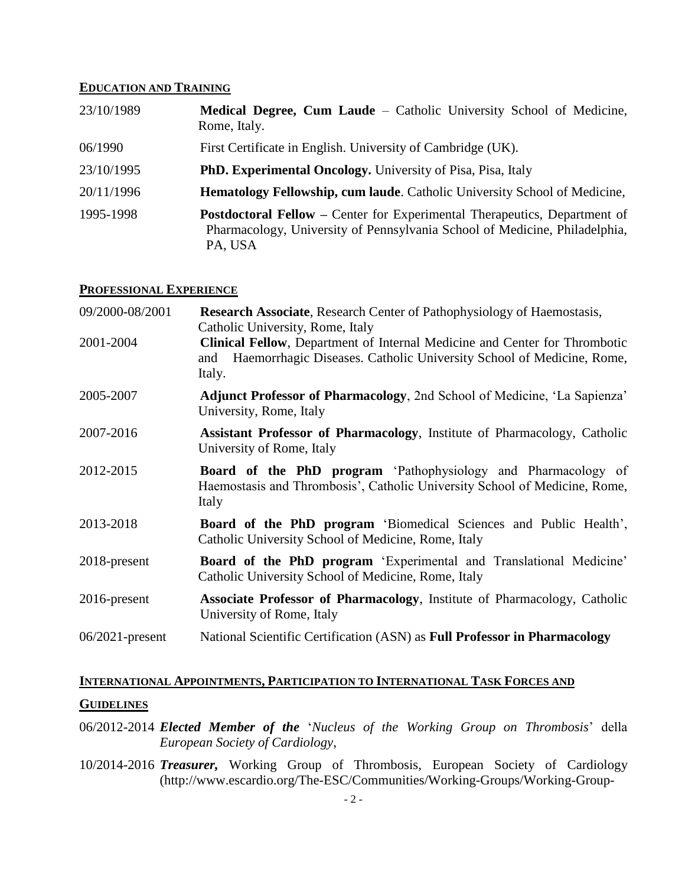## EDUCATION AND TRAINING

| | |
|---|---|
| 23/10/1989 | **Medical Degree, Cum Laude** – Catholic University School of Medicine, Rome, Italy. |
| 06/1990 | First Certificate in English. University of Cambridge (UK). |
| 23/10/1995 | **PhD. Experimental Oncology.** University of Pisa, Pisa, Italy |
| 20/11/1996 | **Hematology Fellowship, cum laude**. Catholic University School of Medicine, |
| 1995-1998 | **Postdoctoral Fellow –** Center for Experimental Therapeutics, Department of Pharmacology, University of Pennsylvania School of Medicine, Philadelphia, PA, USA |

## PROFESSIONAL EXPERIENCE

| | |
|---|---|
| 09/2000-08/2001 | **Research Associate**, Research Center of Pathophysiology of Haemostasis, Catholic University, Rome, Italy |
| 2001-2004 | **Clinical Fellow**, Department of Internal Medicine and Center for Thrombotic and Haemorrhagic Diseases. Catholic University School of Medicine, Rome, Italy. |
| 2005-2007 | **Adjunct Professor of Pharmacology**, 2nd School of Medicine, 'La Sapienza' University, Rome, Italy |
| 2007-2016 | **Assistant Professor of Pharmacology**, Institute of Pharmacology, Catholic University of Rome, Italy |
| 2012-2015 | **Board of the PhD program** 'Pathophysiology and Pharmacology of Haemostasis and Thrombosis', Catholic University School of Medicine, Rome, Italy |
| 2013-2018 | **Board of the PhD program** 'Biomedical Sciences and Public Health', Catholic University School of Medicine, Rome, Italy |
| 2018-present | **Board of the PhD program** 'Experimental and Translational Medicine' Catholic University School of Medicine, Rome, Italy |
| 2016-present | **Associate Professor of Pharmacology**, Institute of Pharmacology, Catholic University of Rome, Italy |
| 06/2021-present | National Scientific Certification (ASN) as **Full Professor in Pharmacology** |

## INTERNATIONAL APPOINTMENTS, PARTICIPATION TO INTERNATIONAL TASK FORCES AND GUIDELINES

06/2012-2014 ***Elected Member of the*** '*Nucleus of the Working Group on Thrombosis*' della *European Society of Cardiology*,

10/2014-2016 ***Treasurer,*** Working Group of Thrombosis, European Society of Cardiology (http://www.escardio.org/The-ESC/Communities/Working-Groups/Working-Group-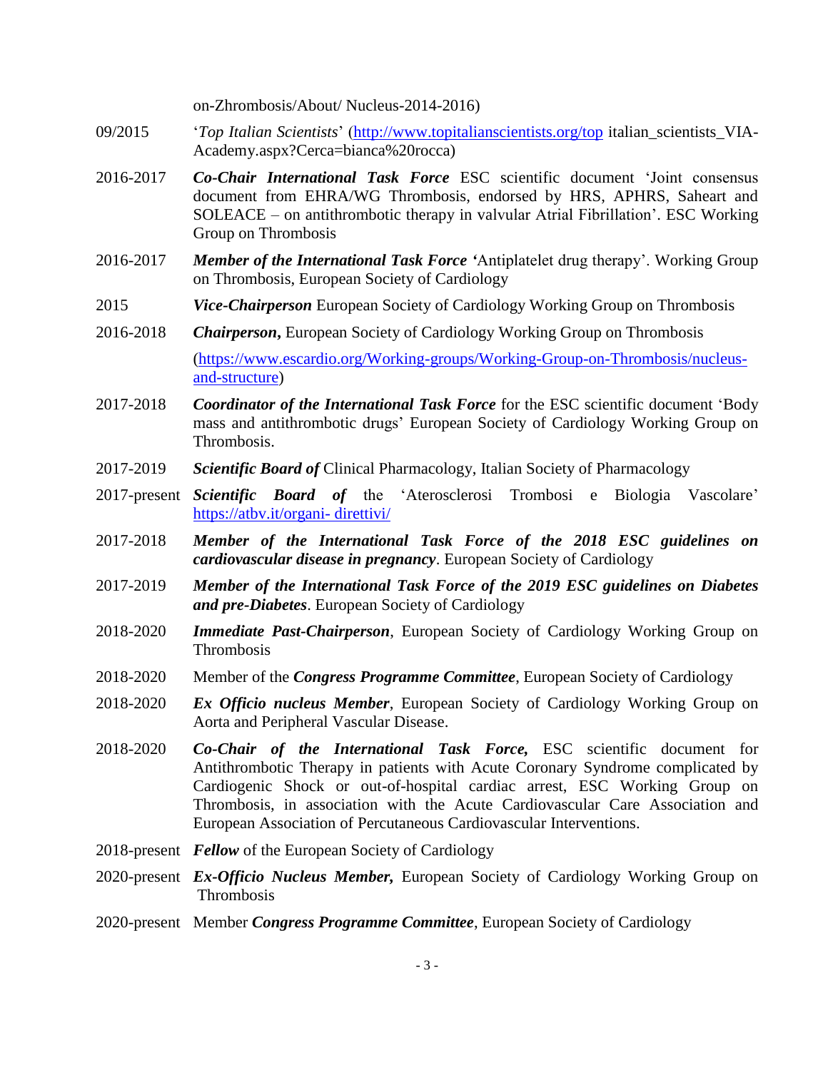on-Zhrombosis/About/ Nucleus-2014-2016)

09/2015 ‘*Top Italian Scientists*’ (http://www.topitalianscientists.org/top italian_scientists_VIA-Academy.aspx?Cerca=bianca%20rocca)

2016-2017 ***Co-Chair International Task Force*** ESC scientific document ‘Joint consensus document from EHRA/WG Thrombosis, endorsed by HRS, APHRS, Saheart and SOLEACE – on antithrombotic therapy in valvular Atrial Fibrillation’. ESC Working Group on Thrombosis

2016-2017 ***Member of the International Task Force*** ‘Antiplatelet drug therapy’. Working Group on Thrombosis, European Society of Cardiology

2015 ***Vice-Chairperson*** European Society of Cardiology Working Group on Thrombosis

2016-2018 ***Chairperson,*** European Society of Cardiology Working Group on Thrombosis (https://www.escardio.org/Working-groups/Working-Group-on-Thrombosis/nucleus-and-structure)

2017-2018 ***Coordinator of the International Task Force*** for the ESC scientific document ‘Body mass and antithrombotic drugs’ European Society of Cardiology Working Group on Thrombosis.

2017-2019 ***Scientific Board of*** Clinical Pharmacology, Italian Society of Pharmacology

2017-present ***Scientific Board of*** the ‘Aterosclerosi Trombosi e Biologia Vascolare’ https://atbv.it/organi- direttivi/

2017-2018 ***Member of the International Task Force of the 2018 ESC guidelines on cardiovascular disease in pregnancy***. European Society of Cardiology

2017-2019 ***Member of the International Task Force of the 2019 ESC guidelines on Diabetes and pre-Diabetes***. European Society of Cardiology

2018-2020 ***Immediate Past-Chairperson***, European Society of Cardiology Working Group on Thrombosis

2018-2020 Member of the ***Congress Programme Committee***, European Society of Cardiology

2018-2020 ***Ex Officio nucleus Member***, European Society of Cardiology Working Group on Aorta and Peripheral Vascular Disease.

2018-2020 ***Co-Chair of the International Task Force,*** ESC scientific document for Antithrombotic Therapy in patients with Acute Coronary Syndrome complicated by Cardiogenic Shock or out-of-hospital cardiac arrest, ESC Working Group on Thrombosis, in association with the Acute Cardiovascular Care Association and European Association of Percutaneous Cardiovascular Interventions.

2018-present ***Fellow*** of the European Society of Cardiology

2020-present ***Ex-Officio Nucleus Member,*** European Society of Cardiology Working Group on Thrombosis

2020-present Member ***Congress Programme Committee***, European Society of Cardiology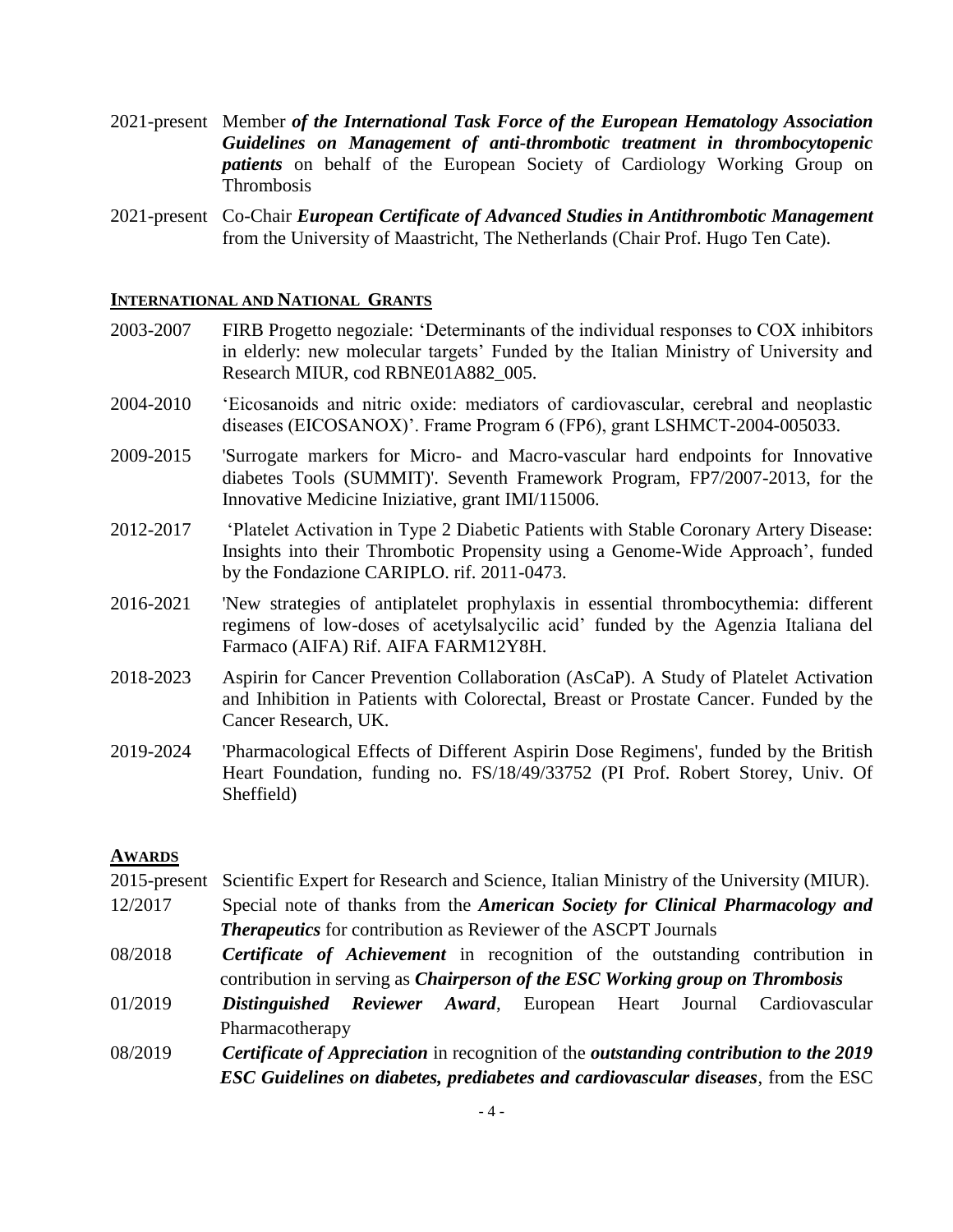2021-present Member ***of the International Task Force of the European Hematology Association Guidelines on Management of anti-thrombotic treatment in thrombocytopenic patients*** on behalf of the European Society of Cardiology Working Group on Thrombosis

2021-present Co-Chair ***European Certificate of Advanced Studies in Antithrombotic Management*** from the University of Maastricht, The Netherlands (Chair Prof. Hugo Ten Cate).

## INTERNATIONAL AND NATIONAL GRANTS

2003-2007 FIRB Progetto negoziale: 'Determinants of the individual responses to COX inhibitors in elderly: new molecular targets' Funded by the Italian Ministry of University and Research MIUR, cod RBNE01A882_005.

2004-2010 'Eicosanoids and nitric oxide: mediators of cardiovascular, cerebral and neoplastic diseases (EICOSANOX)'. Frame Program 6 (FP6), grant LSHMCT-2004-005033.

2009-2015 'Surrogate markers for Micro- and Macro-vascular hard endpoints for Innovative diabetes Tools (SUMMIT)'. Seventh Framework Program, FP7/2007-2013, for the Innovative Medicine Iniziative, grant IMI/115006.

2012-2017 'Platelet Activation in Type 2 Diabetic Patients with Stable Coronary Artery Disease: Insights into their Thrombotic Propensity using a Genome-Wide Approach', funded by the Fondazione CARIPLO. rif. 2011-0473.

2016-2021 'New strategies of antiplatelet prophylaxis in essential thrombocythemia: different regimens of low-doses of acetylsalycilic acid' funded by the Agenzia Italiana del Farmaco (AIFA) Rif. AIFA FARM12Y8H.

2018-2023 Aspirin for Cancer Prevention Collaboration (AsCaP). A Study of Platelet Activation and Inhibition in Patients with Colorectal, Breast or Prostate Cancer. Funded by the Cancer Research, UK.

2019-2024 'Pharmacological Effects of Different Aspirin Dose Regimens', funded by the British Heart Foundation, funding no. FS/18/49/33752 (PI Prof. Robert Storey, Univ. Of Sheffield)

## AWARDS

2015-present Scientific Expert for Research and Science, Italian Ministry of the University (MIUR).

12/2017 Special note of thanks from the ***American Society for Clinical Pharmacology and Therapeutics*** for contribution as Reviewer of the ASCPT Journals

08/2018 ***Certificate of Achievement*** in recognition of the outstanding contribution in contribution in serving as ***Chairperson of the ESC Working group on Thrombosis***

01/2019 ***Distinguished Reviewer Award***, European Heart Journal Cardiovascular Pharmacotherapy

08/2019 ***Certificate of Appreciation*** in recognition of the ***outstanding contribution to the 2019 ESC Guidelines on diabetes, prediabetes and cardiovascular diseases***, from the ESC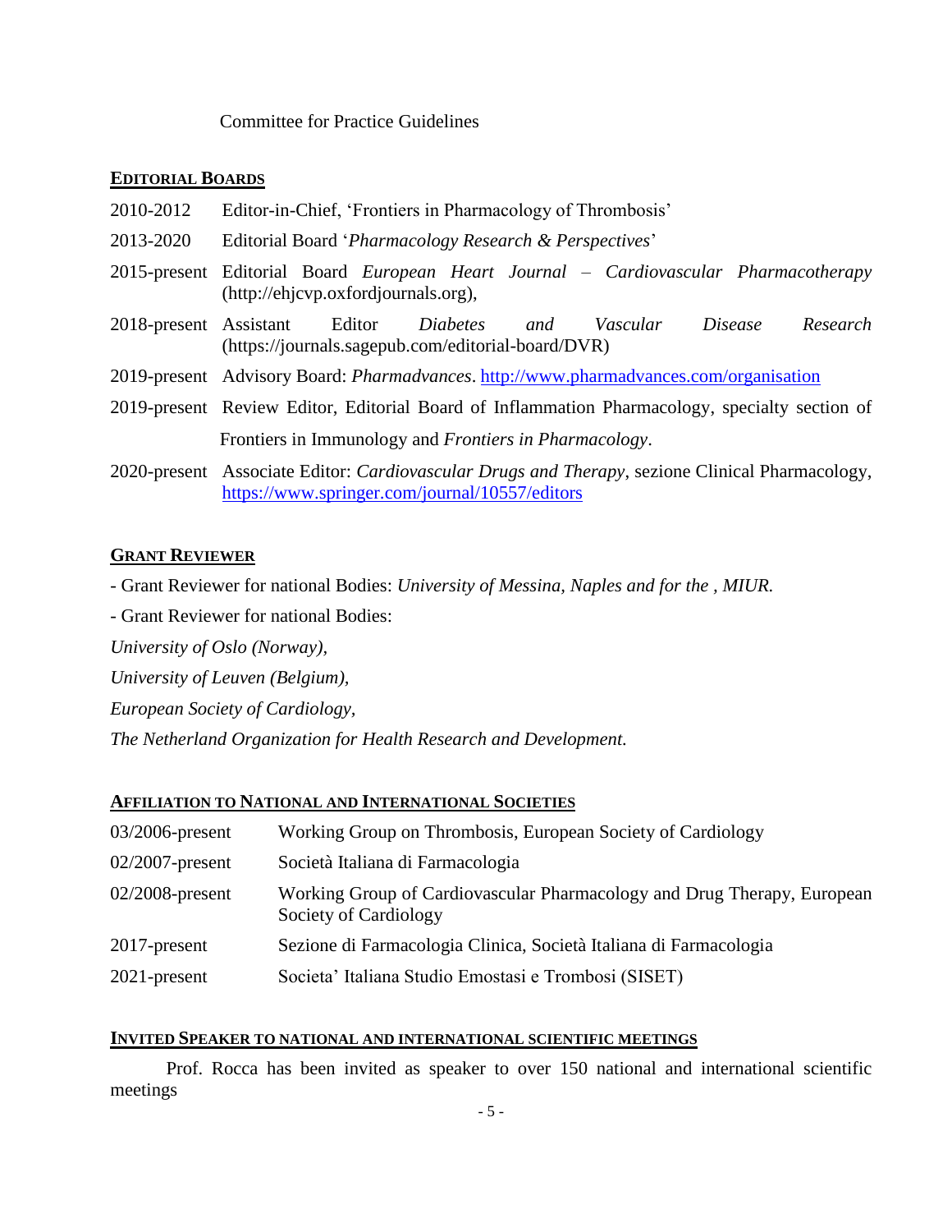Committee for Practice Guidelines

## EDITORIAL BOARDS

| | |
|---|---|
| 2010-2012 | Editor-in-Chief, 'Frontiers in Pharmacology of Thrombosis' |
| 2013-2020 | Editorial Board '*Pharmacology Research & Perspectives*' |
| 2015-present | Editorial Board *European Heart Journal – Cardiovascular Pharmacotherapy* (http://ehjcvp.oxfordjournals.org), |
| 2018-present | Assistant Editor *Diabetes and Vascular Disease Research* (https://journals.sagepub.com/editorial-board/DVR) |
| 2019-present | Advisory Board: *Pharmadvances*. http://www.pharmadvances.com/organisation |
| 2019-present | Review Editor, Editorial Board of Inflammation Pharmacology, specialty section of Frontiers in Immunology and *Frontiers in Pharmacology*. |
| 2020-present | Associate Editor: *Cardiovascular Drugs and Therapy*, sezione Clinical Pharmacology, https://www.springer.com/journal/10557/editors |

## GRANT REVIEWER

- Grant Reviewer for national Bodies: *University of Messina, Naples and for the , MIUR.*

- Grant Reviewer for national Bodies:

*University of Oslo (Norway),*

*University of Leuven (Belgium),*

*European Society of Cardiology,*

*The Netherland Organization for Health Research and Development.*

## AFFILIATION TO NATIONAL AND INTERNATIONAL SOCIETIES

| | |
|---|---|
| 03/2006-present | Working Group on Thrombosis, European Society of Cardiology |
| 02/2007-present | Società Italiana di Farmacologia |
| 02/2008-present | Working Group of Cardiovascular Pharmacology and Drug Therapy, European Society of Cardiology |
| 2017-present | Sezione di Farmacologia Clinica, Società Italiana di Farmacologia |
| 2021-present | Societa' Italiana Studio Emostasi e Trombosi (SISET) |

## INVITED SPEAKER TO NATIONAL AND INTERNATIONAL SCIENTIFIC MEETINGS

Prof. Rocca has been invited as speaker to over 150 national and international scientific meetings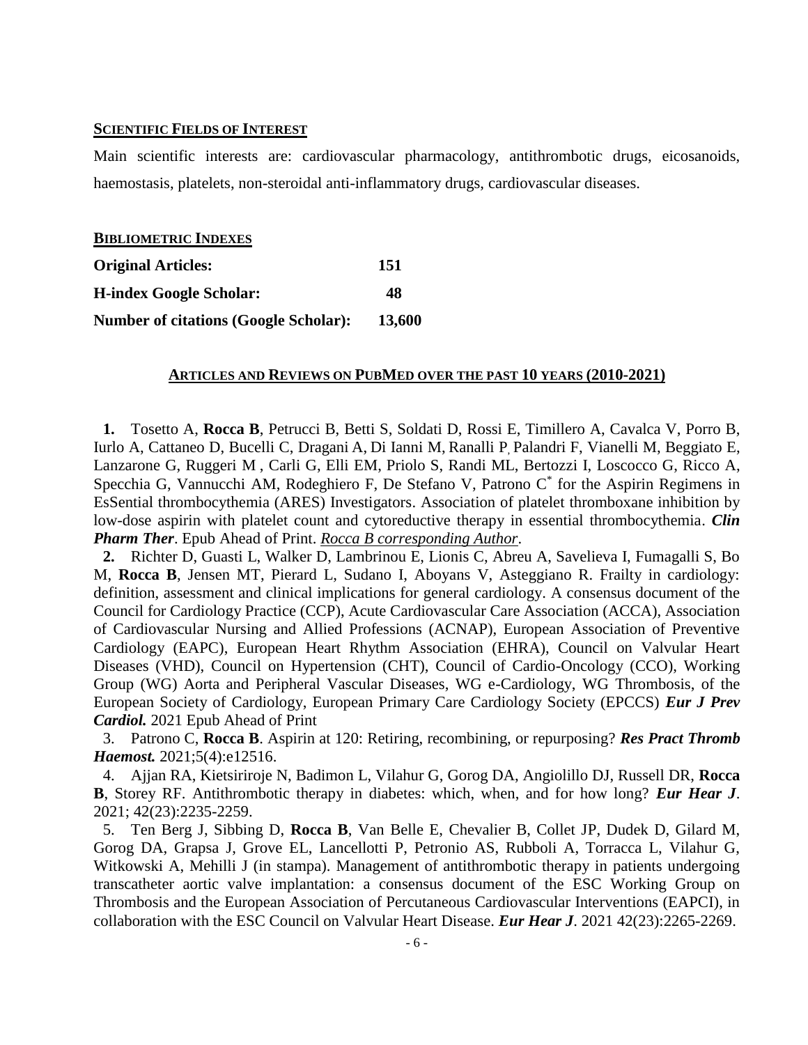## Scientific Fields of Interest

Main scientific interests are: cardiovascular pharmacology, antithrombotic drugs, eicosanoids, haemostasis, platelets, non-steroidal anti-inflammatory drugs, cardiovascular diseases.

## Bibliometric Indexes

| | |
|---|---|
| **Original Articles:** | **151** |
| **H-index Google Scholar:** | **48** |
| **Number of citations (Google Scholar):** | **13,600** |

## Articles and Reviews on PubMed over the past 10 years (2010-2021)

**1.** Tosetto A, **Rocca B**, Petrucci B, Betti S, Soldati D, Rossi E, Timillero A, Cavalca V, Porro B, Iurlo A, Cattaneo D, Bucelli C, Dragani A, Di Ianni M, Ranalli P, Palandri F, Vianelli M, Beggiato E, Lanzarone G, Ruggeri M , Carli G, Elli EM, Priolo S, Randi ML, Bertozzi I, Loscocco G, Ricco A, Specchia G, Vannucchi AM, Rodeghiero F, De Stefano V, Patrono C* for the Aspirin Regimens in EsSential thrombocythemia (ARES) Investigators. Association of platelet thromboxane inhibition by low-dose aspirin with platelet count and cytoreductive therapy in essential thrombocythemia. ***Clin Pharm Ther***. Epub Ahead of Print. *Rocca B corresponding Author*.

**2.** Richter D, Guasti L, Walker D, Lambrinou E, Lionis C, Abreu A, Savelieva I, Fumagalli S, Bo M, **Rocca B**, Jensen MT, Pierard L, Sudano I, Aboyans V, Asteggiano R. Frailty in cardiology: definition, assessment and clinical implications for general cardiology. A consensus document of the Council for Cardiology Practice (CCP), Acute Cardiovascular Care Association (ACCA), Association of Cardiovascular Nursing and Allied Professions (ACNAP), European Association of Preventive Cardiology (EAPC), European Heart Rhythm Association (EHRA), Council on Valvular Heart Diseases (VHD), Council on Hypertension (CHT), Council of Cardio-Oncology (CCO), Working Group (WG) Aorta and Peripheral Vascular Diseases, WG e-Cardiology, WG Thrombosis, of the European Society of Cardiology, European Primary Care Cardiology Society (EPCCS) ***Eur J Prev Cardiol.*** 2021 Epub Ahead of Print

3. Patrono C, **Rocca B**. Aspirin at 120: Retiring, recombining, or repurposing? ***Res Pract Thromb Haemost.*** 2021;5(4):e12516.

4. Ajjan RA, Kietsiriroje N, Badimon L, Vilahur G, Gorog DA, Angiolillo DJ, Russell DR, **Rocca B**, Storey RF. Antithrombotic therapy in diabetes: which, when, and for how long? ***Eur Hear J***. 2021; 42(23):2235-2259.

5. Ten Berg J, Sibbing D, **Rocca B**, Van Belle E, Chevalier B, Collet JP, Dudek D, Gilard M, Gorog DA, Grapsa J, Grove EL, Lancellotti P, Petronio AS, Rubboli A, Torracca L, Vilahur G, Witkowski A, Mehilli J (in stampa). Management of antithrombotic therapy in patients undergoing transcatheter aortic valve implantation: a consensus document of the ESC Working Group on Thrombosis and the European Association of Percutaneous Cardiovascular Interventions (EAPCI), in collaboration with the ESC Council on Valvular Heart Disease. ***Eur Hear J***. 2021 42(23):2265-2269.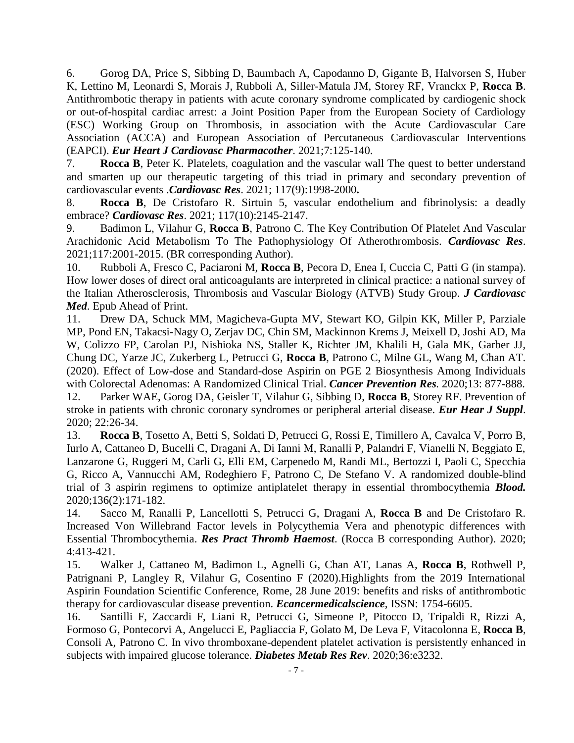6. Gorog DA, Price S, Sibbing D, Baumbach A, Capodanno D, Gigante B, Halvorsen S, Huber K, Lettino M, Leonardi S, Morais J, Rubboli A, Siller-Matula JM, Storey RF, Vranckx P, **Rocca B**. Antithrombotic therapy in patients with acute coronary syndrome complicated by cardiogenic shock or out-of-hospital cardiac arrest: a Joint Position Paper from the European Society of Cardiology (ESC) Working Group on Thrombosis, in association with the Acute Cardiovascular Care Association (ACCA) and European Association of Percutaneous Cardiovascular Interventions (EAPCI). ***Eur Heart J Cardiovasc Pharmacother***. 2021;7:125-140.
7. **Rocca B**, Peter K. Platelets, coagulation and the vascular wall The quest to better understand and smarten up our therapeutic targeting of this triad in primary and secondary prevention of cardiovascular events .***Cardiovasc Res***. 2021; 117(9):1998-2000**.**
8. **Rocca B**, De Cristofaro R. Sirtuin 5, vascular endothelium and fibrinolysis: a deadly embrace? ***Cardiovasc Res***. 2021; 117(10):2145-2147.
9. Badimon L, Vilahur G, **Rocca B**, Patrono C. The Key Contribution Of Platelet And Vascular Arachidonic Acid Metabolism To The Pathophysiology Of Atherothrombosis. ***Cardiovasc Res***. 2021;117:2001-2015. (BR corresponding Author).
10. Rubboli A, Fresco C, Paciaroni M, **Rocca B**, Pecora D, Enea I, Cuccia C, Patti G (in stampa). How lower doses of direct oral anticoagulants are interpreted in clinical practice: a national survey of the Italian Atherosclerosis, Thrombosis and Vascular Biology (ATVB) Study Group. ***J Cardiovasc Med***. Epub Ahead of Print.
11. Drew DA, Schuck MM, Magicheva-Gupta MV, Stewart KO, Gilpin KK, Miller P, Parziale MP, Pond EN, Takacsi-Nagy O, Zerjav DC, Chin SM, Mackinnon Krems J, Meixell D, Joshi AD, Ma W, Colizzo FP, Carolan PJ, Nishioka NS, Staller K, Richter JM, Khalili H, Gala MK, Garber JJ, Chung DC, Yarze JC, Zukerberg L, Petrucci G, **Rocca B**, Patrono C, Milne GL, Wang M, Chan AT. (2020). Effect of Low-dose and Standard-dose Aspirin on PGE 2 Biosynthesis Among Individuals with Colorectal Adenomas: A Randomized Clinical Trial. ***Cancer Prevention Res.*** 2020;13: 877-888.
12. Parker WAE, Gorog DA, Geisler T, Vilahur G, Sibbing D, **Rocca B**, Storey RF. Prevention of stroke in patients with chronic coronary syndromes or peripheral arterial disease. ***Eur Hear J Suppl***. 2020; 22:26-34.
13. **Rocca B**, Tosetto A, Betti S, Soldati D, Petrucci G, Rossi E, Timillero A, Cavalca V, Porro B, Iurlo A, Cattaneo D, Bucelli C, Dragani A, Di Ianni M, Ranalli P, Palandri F, Vianelli N, Beggiato E, Lanzarone G, Ruggeri M, Carli G, Elli EM, Carpenedo M, Randi ML, Bertozzi I, Paoli C, Specchia G, Ricco A, Vannucchi AM, Rodeghiero F, Patrono C, De Stefano V. A randomized double-blind trial of 3 aspirin regimens to optimize antiplatelet therapy in essential thrombocythemia ***Blood.*** 2020;136(2):171-182.
14. Sacco M, Ranalli P, Lancellotti S, Petrucci G, Dragani A, **Rocca B** and De Cristofaro R. Increased Von Willebrand Factor levels in Polycythemia Vera and phenotypic differences with Essential Thrombocythemia. ***Res Pract Thromb Haemost***. (Rocca B corresponding Author). 2020; 4:413-421.
15. Walker J, Cattaneo M, Badimon L, Agnelli G, Chan AT, Lanas A, **Rocca B**, Rothwell P, Patrignani P, Langley R, Vilahur G, Cosentino F (2020).Highlights from the 2019 International Aspirin Foundation Scientific Conference, Rome, 28 June 2019: benefits and risks of antithrombotic therapy for cardiovascular disease prevention. ***Ecancermedicalscience***, ISSN: 1754-6605.
16. Santilli F, Zaccardi F, Liani R, Petrucci G, Simeone P, Pitocco D, Tripaldi R, Rizzi A, Formoso G, Pontecorvi A, Angelucci E, Pagliaccia F, Golato M, De Leva F, Vitacolonna E, **Rocca B**, Consoli A, Patrono C. In vivo thromboxane-dependent platelet activation is persistently enhanced in subjects with impaired glucose tolerance. ***Diabetes Metab Res Rev***. 2020;36:e3232.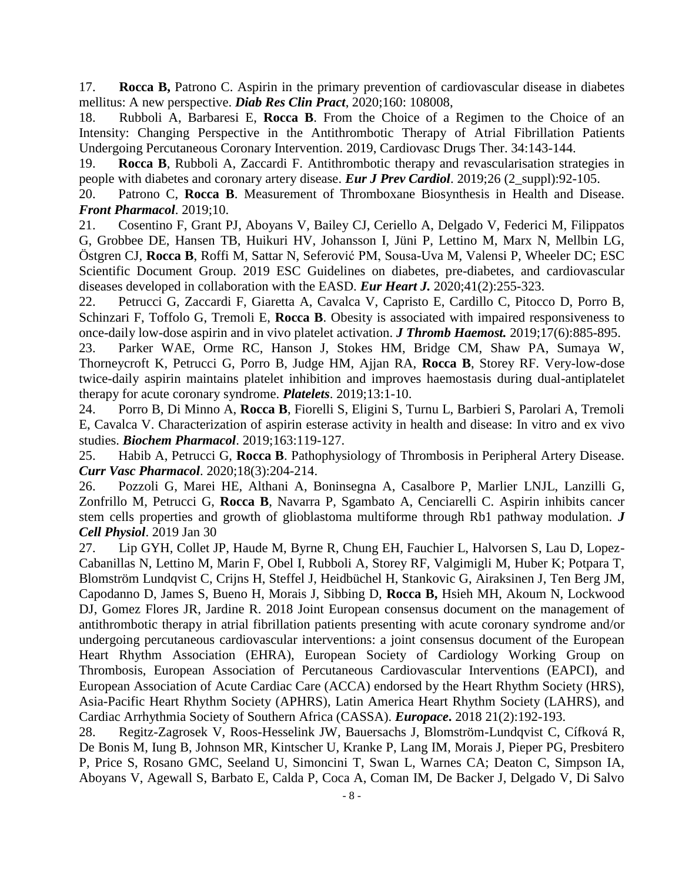17. **Rocca B,** Patrono C. Aspirin in the primary prevention of cardiovascular disease in diabetes mellitus: A new perspective. ***Diab Res Clin Pract***, 2020;160: 108008,

18. Rubboli A, Barbaresi E, **Rocca B**. From the Choice of a Regimen to the Choice of an Intensity: Changing Perspective in the Antithrombotic Therapy of Atrial Fibrillation Patients Undergoing Percutaneous Coronary Intervention. 2019, Cardiovasc Drugs Ther. 34:143-144.

19. **Rocca B**, Rubboli A, Zaccardi F. Antithrombotic therapy and revascularisation strategies in people with diabetes and coronary artery disease. ***Eur J Prev Cardiol***. 2019;26 (2_suppl):92-105.

20. Patrono C, **Rocca B**. Measurement of Thromboxane Biosynthesis in Health and Disease. ***Front Pharmacol***. 2019;10.

21. Cosentino F, Grant PJ, Aboyans V, Bailey CJ, Ceriello A, Delgado V, Federici M, Filippatos G, Grobbee DE, Hansen TB, Huikuri HV, Johansson I, Jüni P, Lettino M, Marx N, Mellbin LG, Östgren CJ, **Rocca B**, Roffi M, Sattar N, Seferović PM, Sousa-Uva M, Valensi P, Wheeler DC; ESC Scientific Document Group. 2019 ESC Guidelines on diabetes, pre-diabetes, and cardiovascular diseases developed in collaboration with the EASD. ***Eur Heart J.*** 2020;41(2):255-323.

22. Petrucci G, Zaccardi F, Giaretta A, Cavalca V, Capristo E, Cardillo C, Pitocco D, Porro B, Schinzari F, Toffolo G, Tremoli E, **Rocca B**. Obesity is associated with impaired responsiveness to once-daily low-dose aspirin and in vivo platelet activation. ***J Thromb Haemost.*** 2019;17(6):885-895.

23. Parker WAE, Orme RC, Hanson J, Stokes HM, Bridge CM, Shaw PA, Sumaya W, Thorneycroft K, Petrucci G, Porro B, Judge HM, Ajjan RA, **Rocca B**, Storey RF. Very-low-dose twice-daily aspirin maintains platelet inhibition and improves haemostasis during dual-antiplatelet therapy for acute coronary syndrome. ***Platelets***. 2019;13:1-10.

24. Porro B, Di Minno A, **Rocca B**, Fiorelli S, Eligini S, Turnu L, Barbieri S, Parolari A, Tremoli E, Cavalca V. Characterization of aspirin esterase activity in health and disease: In vitro and ex vivo studies. ***Biochem Pharmacol***. 2019;163:119-127.

25. Habib A, Petrucci G, **Rocca B**. Pathophysiology of Thrombosis in Peripheral Artery Disease. ***Curr Vasc Pharmacol***. 2020;18(3):204-214.

26. Pozzoli G, Marei HE, Althani A, Boninsegna A, Casalbore P, Marlier LNJL, Lanzilli G, Zonfrillo M, Petrucci G, **Rocca B**, Navarra P, Sgambato A, Cenciarelli C. Aspirin inhibits cancer stem cells properties and growth of glioblastoma multiforme through Rb1 pathway modulation. ***J Cell Physiol***. 2019 Jan 30

27. Lip GYH, Collet JP, Haude M, Byrne R, Chung EH, Fauchier L, Halvorsen S, Lau D, Lopez-Cabanillas N, Lettino M, Marin F, Obel I, Rubboli A, Storey RF, Valgimigli M, Huber K; Potpara T, Blomström Lundqvist C, Crijns H, Steffel J, Heidbüchel H, Stankovic G, Airaksinen J, Ten Berg JM, Capodanno D, James S, Bueno H, Morais J, Sibbing D, **Rocca B,** Hsieh MH, Akoum N, Lockwood DJ, Gomez Flores JR, Jardine R. 2018 Joint European consensus document on the management of antithrombotic therapy in atrial fibrillation patients presenting with acute coronary syndrome and/or undergoing percutaneous cardiovascular interventions: a joint consensus document of the European Heart Rhythm Association (EHRA), European Society of Cardiology Working Group on Thrombosis, European Association of Percutaneous Cardiovascular Interventions (EAPCI), and European Association of Acute Cardiac Care (ACCA) endorsed by the Heart Rhythm Society (HRS), Asia-Pacific Heart Rhythm Society (APHRS), Latin America Heart Rhythm Society (LAHRS), and Cardiac Arrhythmia Society of Southern Africa (CASSA). ***Europace*.** 2018 21(2):192-193.

28. Regitz-Zagrosek V, Roos-Hesselink JW, Bauersachs J, Blomström-Lundqvist C, Cífková R, De Bonis M, Iung B, Johnson MR, Kintscher U, Kranke P, Lang IM, Morais J, Pieper PG, Presbitero P, Price S, Rosano GMC, Seeland U, Simoncini T, Swan L, Warnes CA; Deaton C, Simpson IA, Aboyans V, Agewall S, Barbato E, Calda P, Coca A, Coman IM, De Backer J, Delgado V, Di Salvo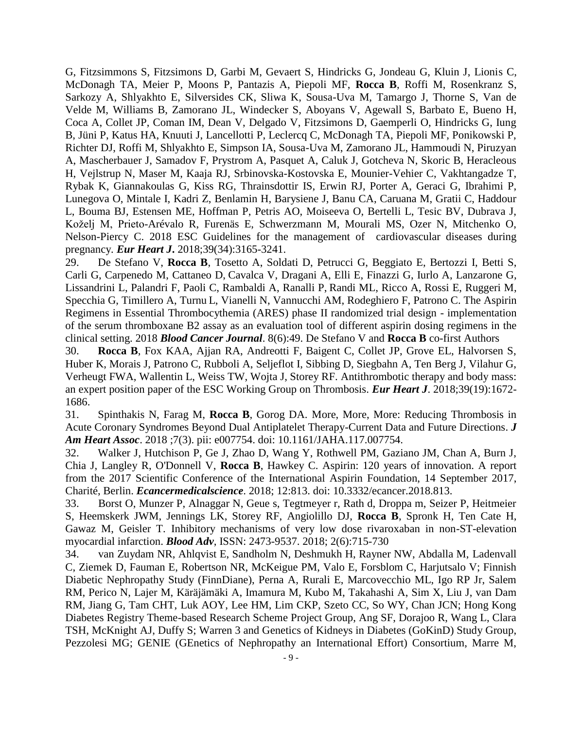G, Fitzsimmons S, Fitzsimons D, Garbi M, Gevaert S, Hindricks G, Jondeau G, Kluin J, Lionis C, McDonagh TA, Meier P, Moons P, Pantazis A, Piepoli MF, **Rocca B**, Roffi M, Rosenkranz S, Sarkozy A, Shlyakhto E, Silversides CK, Sliwa K, Sousa-Uva M, Tamargo J, Thorne S, Van de Velde M, Williams B, Zamorano JL, Windecker S, Aboyans V, Agewall S, Barbato E, Bueno H, Coca A, Collet JP, Coman IM, Dean V, Delgado V, Fitzsimons D, Gaemperli O, Hindricks G, Iung B, Jüni P, Katus HA, Knuuti J, Lancellotti P, Leclercq C, McDonagh TA, Piepoli MF, Ponikowski P, Richter DJ, Roffi M, Shlyakhto E, Simpson IA, Sousa-Uva M, Zamorano JL, Hammoudi N, Piruzyan A, Mascherbauer J, Samadov F, Prystrom A, Pasquet A, Caluk J, Gotcheva N, Skoric B, Heracleous H, Vejlstrup N, Maser M, Kaaja RJ, Srbinovska-Kostovska E, Mounier-Vehier C, Vakhtangadze T, Rybak K, Giannakoulas G, Kiss RG, Thrainsdottir IS, Erwin RJ, Porter A, Geraci G, Ibrahimi P, Lunegova O, Mintale I, Kadri Z, Benlamin H, Barysiene J, Banu CA, Caruana M, Gratii C, Haddour L, Bouma BJ, Estensen ME, Hoffman P, Petris AO, Moiseeva O, Bertelli L, Tesic BV, Dubrava J, Koželj M, Prieto-Arévalo R, Furenäs E, Schwerzmann M, Mourali MS, Ozer N, Mitchenko O, Nelson-Piercy C. 2018 ESC Guidelines for the management of cardiovascular diseases during pregnancy. ***Eur Heart J***. 2018;39(34):3165-3241.

29. De Stefano V, **Rocca B**, Tosetto A, Soldati D, Petrucci G, Beggiato E, Bertozzi I, Betti S, Carli G, Carpenedo M, Cattaneo D, Cavalca V, Dragani A, Elli E, Finazzi G, Iurlo A, Lanzarone G, Lissandrini L, Palandri F, Paoli C, Rambaldi A, Ranalli P, Randi ML, Ricco A, Rossi E, Ruggeri M, Specchia G, Timillero A, Turnu L, Vianelli N, Vannucchi AM, Rodeghiero F, Patrono C. The Aspirin Regimens in Essential Thrombocythemia (ARES) phase II randomized trial design - implementation of the serum thromboxane B2 assay as an evaluation tool of different aspirin dosing regimens in the clinical setting. 2018 ***Blood Cancer Journal***. 8(6):49. De Stefano V and **Rocca B** co-first Authors

30. **Rocca B**, Fox KAA, Ajjan RA, Andreotti F, Baigent C, Collet JP, Grove EL, Halvorsen S, Huber K, Morais J, Patrono C, Rubboli A, Seljeflot I, Sibbing D, Siegbahn A, Ten Berg J, Vilahur G, Verheugt FWA, Wallentin L, Weiss TW, Wojta J, Storey RF. Antithrombotic therapy and body mass: an expert position paper of the ESC Working Group on Thrombosis. ***Eur Heart J***. 2018;39(19):1672-1686.

31. Spinthakis N, Farag M, **Rocca B**, Gorog DA. More, More, More: Reducing Thrombosis in Acute Coronary Syndromes Beyond Dual Antiplatelet Therapy-Current Data and Future Directions. ***J Am Heart Assoc***. 2018 ;7(3). pii: e007754. doi: 10.1161/JAHA.117.007754.

32. Walker J, Hutchison P, Ge J, Zhao D, Wang Y, Rothwell PM, Gaziano JM, Chan A, Burn J, Chia J, Langley R, O'Donnell V, **Rocca B**, Hawkey C. Aspirin: 120 years of innovation. A report from the 2017 Scientific Conference of the International Aspirin Foundation, 14 September 2017, Charité, Berlin. ***Ecancermedicalscience***. 2018; 12:813. doi: 10.3332/ecancer.2018.813.

33. Borst O, Munzer P, Alnaggar N, Geue s, Tegtmeyer r, Rath d, Droppa m, Seizer P, Heitmeier S, Heemskerk JWM, Jennings LK, Storey RF, Angiolillo DJ, **Rocca B**, Spronk H, Ten Cate H, Gawaz M, Geisler T. Inhibitory mechanisms of very low dose rivaroxaban in non-ST-elevation myocardial infarction. ***Blood Adv***, ISSN: 2473-9537. 2018; 2(6):715-730

34. van Zuydam NR, Ahlqvist E, Sandholm N, Deshmukh H, Rayner NW, Abdalla M, Ladenvall C, Ziemek D, Fauman E, Robertson NR, McKeigue PM, Valo E, Forsblom C, Harjutsalo V; Finnish Diabetic Nephropathy Study (FinnDiane), Perna A, Rurali E, Marcovecchio ML, Igo RP Jr, Salem RM, Perico N, Lajer M, Käräjämäki A, Imamura M, Kubo M, Takahashi A, Sim X, Liu J, van Dam RM, Jiang G, Tam CHT, Luk AOY, Lee HM, Lim CKP, Szeto CC, So WY, Chan JCN; Hong Kong Diabetes Registry Theme-based Research Scheme Project Group, Ang SF, Dorajoo R, Wang L, Clara TSH, McKnight AJ, Duffy S; Warren 3 and Genetics of Kidneys in Diabetes (GoKinD) Study Group, Pezzolesi MG; GENIE (GEnetics of Nephropathy an International Effort) Consortium, Marre M,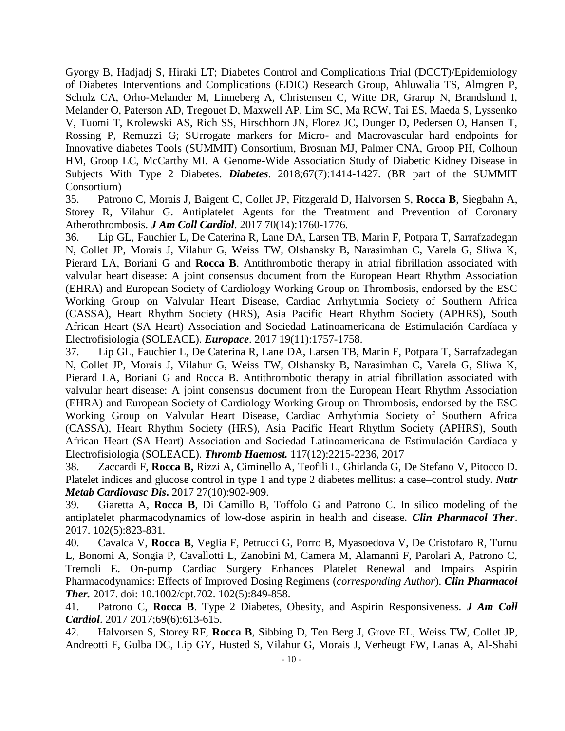Gyorgy B, Hadjadj S, Hiraki LT; Diabetes Control and Complications Trial (DCCT)/Epidemiology of Diabetes Interventions and Complications (EDIC) Research Group, Ahluwalia TS, Almgren P, Schulz CA, Orho-Melander M, Linneberg A, Christensen C, Witte DR, Grarup N, Brandslund I, Melander O, Paterson AD, Tregouet D, Maxwell AP, Lim SC, Ma RCW, Tai ES, Maeda S, Lyssenko V, Tuomi T, Krolewski AS, Rich SS, Hirschhorn JN, Florez JC, Dunger D, Pedersen O, Hansen T, Rossing P, Remuzzi G; SUrrogate markers for Micro- and Macrovascular hard endpoints for Innovative diabetes Tools (SUMMIT) Consortium, Brosnan MJ, Palmer CNA, Groop PH, Colhoun HM, Groop LC, McCarthy MI. A Genome-Wide Association Study of Diabetic Kidney Disease in Subjects With Type 2 Diabetes. ***Diabetes***. 2018;67(7):1414-1427. (BR part of the SUMMIT Consortium)

35. Patrono C, Morais J, Baigent C, Collet JP, Fitzgerald D, Halvorsen S, **Rocca B**, Siegbahn A, Storey R, Vilahur G. Antiplatelet Agents for the Treatment and Prevention of Coronary Atherothrombosis. ***J Am Coll Cardiol***. 2017 70(14):1760-1776.

36. Lip GL, Fauchier L, De Caterina R, Lane DA, Larsen TB, Marin F, Potpara T, Sarrafzadegan N, Collet JP, Morais J, Vilahur G, Weiss TW, Olshansky B, Narasimhan C, Varela G, Sliwa K, Pierard LA, Boriani G and **Rocca B**. Antithrombotic therapy in atrial fibrillation associated with valvular heart disease: A joint consensus document from the European Heart Rhythm Association (EHRA) and European Society of Cardiology Working Group on Thrombosis, endorsed by the ESC Working Group on Valvular Heart Disease, Cardiac Arrhythmia Society of Southern Africa (CASSA), Heart Rhythm Society (HRS), Asia Pacific Heart Rhythm Society (APHRS), South African Heart (SA Heart) Association and Sociedad Latinoamericana de Estimulación Cardíaca y Electrofisiología (SOLEACE). ***Europace***. 2017 19(11):1757-1758.

37. Lip GL, Fauchier L, De Caterina R, Lane DA, Larsen TB, Marin F, Potpara T, Sarrafzadegan N, Collet JP, Morais J, Vilahur G, Weiss TW, Olshansky B, Narasimhan C, Varela G, Sliwa K, Pierard LA, Boriani G and Rocca B. Antithrombotic therapy in atrial fibrillation associated with valvular heart disease: A joint consensus document from the European Heart Rhythm Association (EHRA) and European Society of Cardiology Working Group on Thrombosis, endorsed by the ESC Working Group on Valvular Heart Disease, Cardiac Arrhythmia Society of Southern Africa (CASSA), Heart Rhythm Society (HRS), Asia Pacific Heart Rhythm Society (APHRS), South African Heart (SA Heart) Association and Sociedad Latinoamericana de Estimulación Cardíaca y Electrofisiología (SOLEACE). ***Thromb Haemost.*** 117(12):2215-2236, 2017

38. Zaccardi F, **Rocca B,** Rizzi A, Ciminello A, Teofili L, Ghirlanda G, De Stefano V, Pitocco D. Platelet indices and glucose control in type 1 and type 2 diabetes mellitus: a case–control study. ***Nutr Metab Cardiovasc Dis***. 2017 27(10):902-909.

39. Giaretta A, **Rocca B**, Di Camillo B, Toffolo G and Patrono C. In silico modeling of the antiplatelet pharmacodynamics of low-dose aspirin in health and disease. ***Clin Pharmacol Ther***. 2017. 102(5):823-831.

40. Cavalca V, **Rocca B**, Veglia F, Petrucci G, Porro B, Myasoedova V, De Cristofaro R, Turnu L, Bonomi A, Songia P, Cavallotti L, Zanobini M, Camera M, Alamanni F, Parolari A, Patrono C, Tremoli E. On-pump Cardiac Surgery Enhances Platelet Renewal and Impairs Aspirin Pharmacodynamics: Effects of Improved Dosing Regimens (*corresponding Author*). ***Clin Pharmacol Ther.*** 2017. doi: 10.1002/cpt.702. 102(5):849-858.

41. Patrono C, **Rocca B**. Type 2 Diabetes, Obesity, and Aspirin Responsiveness. ***J Am Coll Cardiol***. 2017 2017;69(6):613-615.

42. Halvorsen S, Storey RF, **Rocca B**, Sibbing D, Ten Berg J, Grove EL, Weiss TW, Collet JP, Andreotti F, Gulba DC, Lip GY, Husted S, Vilahur G, Morais J, Verheugt FW, Lanas A, Al-Shahi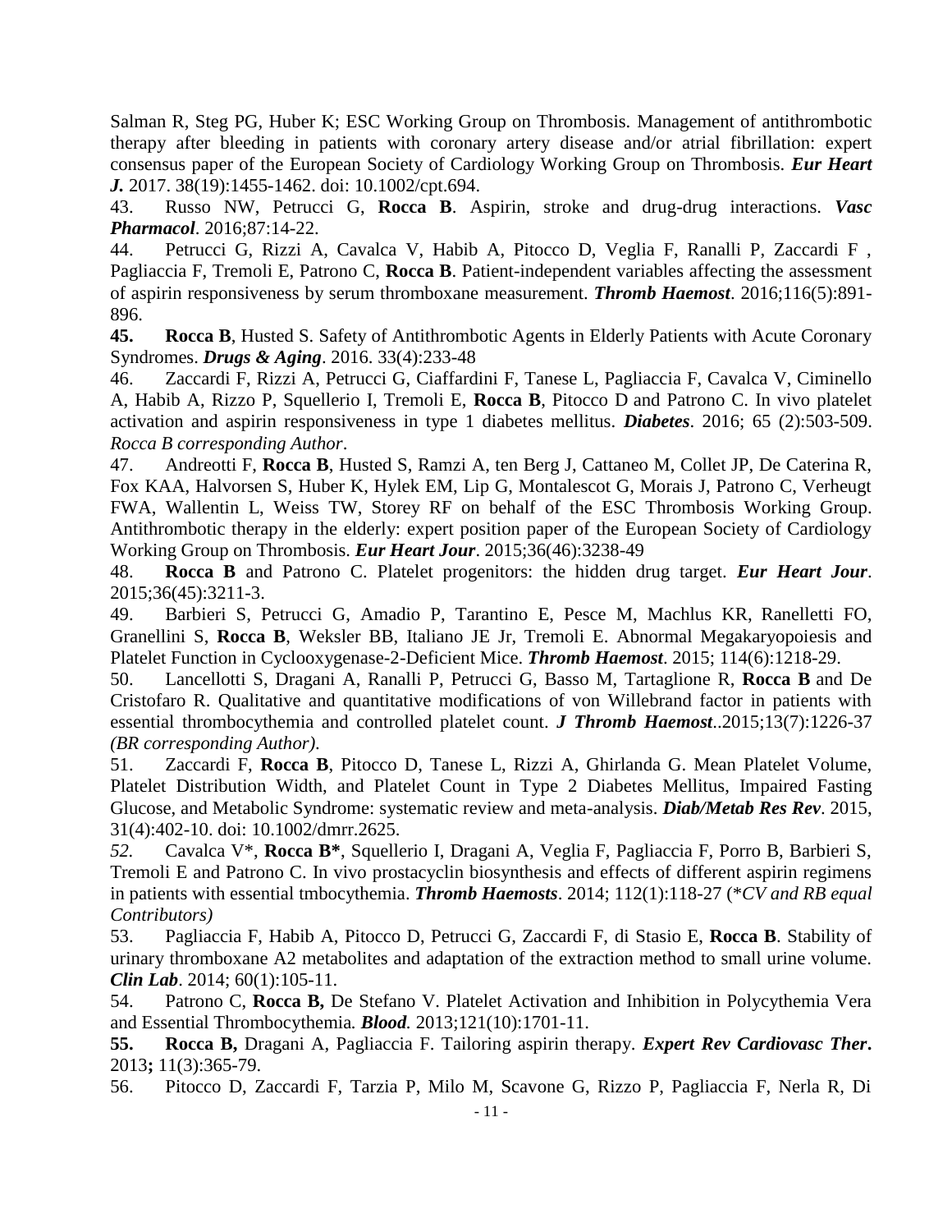Salman R, Steg PG, Huber K; ESC Working Group on Thrombosis. Management of antithrombotic therapy after bleeding in patients with coronary artery disease and/or atrial fibrillation: expert consensus paper of the European Society of Cardiology Working Group on Thrombosis. ***Eur Heart J.*** 2017. 38(19):1455-1462. doi: 10.1002/cpt.694.

43. Russo NW, Petrucci G, **Rocca B**. Aspirin, stroke and drug-drug interactions. ***Vasc Pharmacol***. 2016;87:14-22.

44. Petrucci G, Rizzi A, Cavalca V, Habib A, Pitocco D, Veglia F, Ranalli P, Zaccardi F , Pagliaccia F, Tremoli E, Patrono C, **Rocca B**. Patient-independent variables affecting the assessment of aspirin responsiveness by serum thromboxane measurement. ***Thromb Haemost***. 2016;116(5):891-896.

**45.** **Rocca B**, Husted S. Safety of Antithrombotic Agents in Elderly Patients with Acute Coronary Syndromes. ***Drugs & Aging***. 2016. 33(4):233-48

46. Zaccardi F, Rizzi A, Petrucci G, Ciaffardini F, Tanese L, Pagliaccia F, Cavalca V, Ciminello A, Habib A, Rizzo P, Squellerio I, Tremoli E, **Rocca B**, Pitocco D and Patrono C. In vivo platelet activation and aspirin responsiveness in type 1 diabetes mellitus. ***Diabetes***. 2016; 65 (2):503-509. *Rocca B corresponding Author*.

47. Andreotti F, **Rocca B**, Husted S, Ramzi A, ten Berg J, Cattaneo M, Collet JP, De Caterina R, Fox KAA, Halvorsen S, Huber K, Hylek EM, Lip G, Montalescot G, Morais J, Patrono C, Verheugt FWA, Wallentin L, Weiss TW, Storey RF on behalf of the ESC Thrombosis Working Group. Antithrombotic therapy in the elderly: expert position paper of the European Society of Cardiology Working Group on Thrombosis. ***Eur Heart Jour***. 2015;36(46):3238-49

48. **Rocca B** and Patrono C. Platelet progenitors: the hidden drug target. ***Eur Heart Jour***. 2015;36(45):3211-3.

49. Barbieri S, Petrucci G, Amadio P, Tarantino E, Pesce M, Machlus KR, Ranelletti FO, Granellini S, **Rocca B**, Weksler BB, Italiano JE Jr, Tremoli E. Abnormal Megakaryopoiesis and Platelet Function in Cyclooxygenase-2-Deficient Mice. ***Thromb Haemost***. 2015; 114(6):1218-29.

50. Lancellotti S, Dragani A, Ranalli P, Petrucci G, Basso M, Tartaglione R, **Rocca B** and De Cristofaro R. Qualitative and quantitative modifications of von Willebrand factor in patients with essential thrombocythemia and controlled platelet count. ***J Thromb Haemost***..2015;13(7):1226-37 *(BR corresponding Author)*.

51. Zaccardi F, **Rocca B**, Pitocco D, Tanese L, Rizzi A, Ghirlanda G. Mean Platelet Volume, Platelet Distribution Width, and Platelet Count in Type 2 Diabetes Mellitus, Impaired Fasting Glucose, and Metabolic Syndrome: systematic review and meta-analysis. ***Diab/Metab Res Rev***. 2015, 31(4):402-10. doi: 10.1002/dmrr.2625.

*52.* Cavalca V*, **Rocca B***, Squellerio I, Dragani A, Veglia F, Pagliaccia F, Porro B, Barbieri S, Tremoli E and Patrono C. In vivo prostacyclin biosynthesis and effects of different aspirin regimens in patients with essential tmbocythemia. ***Thromb Haemosts***. 2014; 112(1):118-27 (*\*CV and RB equal Contributors)*

53. Pagliaccia F, Habib A, Pitocco D, Petrucci G, Zaccardi F, di Stasio E, **Rocca B**. Stability of urinary thromboxane A2 metabolites and adaptation of the extraction method to small urine volume. ***Clin Lab***. 2014; 60(1):105-11.

54. Patrono C, **Rocca B,** De Stefano V. Platelet Activation and Inhibition in Polycythemia Vera and Essential Thrombocythemia. ***Blood***. 2013;121(10):1701-11.

**55.** **Rocca B,** Dragani A, Pagliaccia F. Tailoring aspirin therapy. ***Expert Rev Cardiovasc Ther*****.** 2013**;** 11(3):365-79.

56. Pitocco D, Zaccardi F, Tarzia P, Milo M, Scavone G, Rizzo P, Pagliaccia F, Nerla R, Di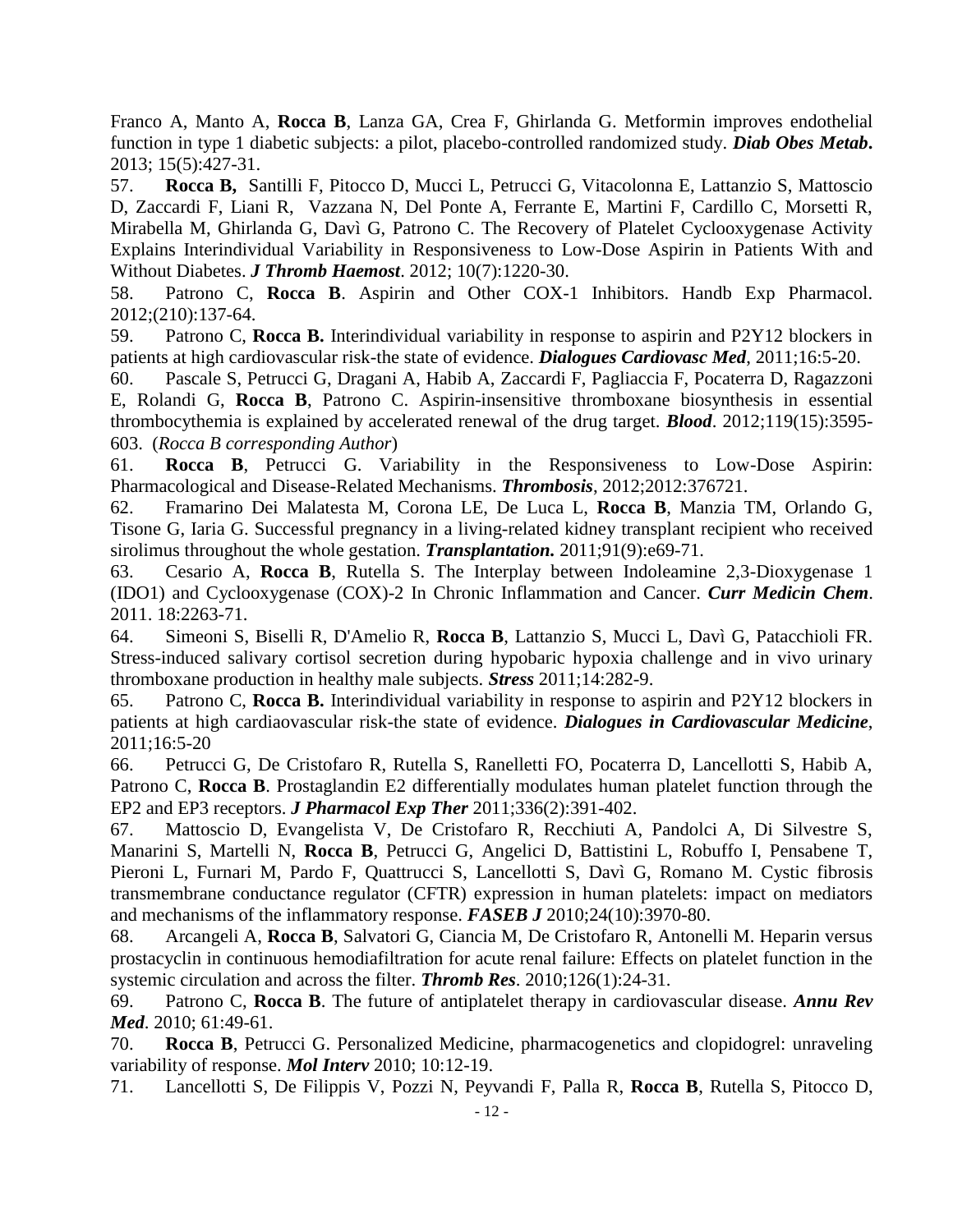Franco A, Manto A, **Rocca B**, Lanza GA, Crea F, Ghirlanda G. Metformin improves endothelial function in type 1 diabetic subjects: a pilot, placebo-controlled randomized study. ***Diab Obes Metab*.** 2013; 15(5):427-31.

57. **Rocca B,** Santilli F, Pitocco D, Mucci L, Petrucci G, Vitacolonna E, Lattanzio S, Mattoscio D, Zaccardi F, Liani R, Vazzana N, Del Ponte A, Ferrante E, Martini F, Cardillo C, Morsetti R, Mirabella M, Ghirlanda G, Davì G, Patrono C. The Recovery of Platelet Cyclooxygenase Activity Explains Interindividual Variability in Responsiveness to Low-Dose Aspirin in Patients With and Without Diabetes. ***J Thromb Haemost***. 2012; 10(7):1220-30.

58. Patrono C, **Rocca B**. Aspirin and Other COX-1 Inhibitors. Handb Exp Pharmacol. 2012;(210):137-64.

59. Patrono C, **Rocca B.** Interindividual variability in response to aspirin and P2Y12 blockers in patients at high cardiovascular risk-the state of evidence. ***Dialogues Cardiovasc Med***, 2011;16:5-20.

60. Pascale S, Petrucci G, Dragani A, Habib A, Zaccardi F, Pagliaccia F, Pocaterra D, Ragazzoni E, Rolandi G, **Rocca B**, Patrono C. Aspirin-insensitive thromboxane biosynthesis in essential thrombocythemia is explained by accelerated renewal of the drug target. ***Blood***. 2012;119(15):3595-603. (*Rocca B corresponding Author*)

61. **Rocca B**, Petrucci G. Variability in the Responsiveness to Low-Dose Aspirin: Pharmacological and Disease-Related Mechanisms. ***Thrombosis***, 2012;2012:376721.

62. Framarino Dei Malatesta M, Corona LE, De Luca L, **Rocca B**, Manzia TM, Orlando G, Tisone G, Iaria G. Successful pregnancy in a living-related kidney transplant recipient who received sirolimus throughout the whole gestation. ***Transplantation*.** 2011;91(9):e69-71.

63. Cesario A, **Rocca B**, Rutella S. The Interplay between Indoleamine 2,3-Dioxygenase 1 (IDO1) and Cyclooxygenase (COX)-2 In Chronic Inflammation and Cancer. ***Curr Medicin Chem***. 2011. 18:2263-71.

64. Simeoni S, Biselli R, D'Amelio R, **Rocca B**, Lattanzio S, Mucci L, Davì G, Patacchioli FR. Stress-induced salivary cortisol secretion during hypobaric hypoxia challenge and in vivo urinary thromboxane production in healthy male subjects. ***Stress*** 2011;14:282-9.

65. Patrono C, **Rocca B.** Interindividual variability in response to aspirin and P2Y12 blockers in patients at high cardiaovascular risk-the state of evidence. ***Dialogues in Cardiovascular Medicine***, 2011;16:5-20

66. Petrucci G, De Cristofaro R, Rutella S, Ranelletti FO, Pocaterra D, Lancellotti S, Habib A, Patrono C, **Rocca B**. Prostaglandin E2 differentially modulates human platelet function through the EP2 and EP3 receptors. ***J Pharmacol Exp Ther*** 2011;336(2):391-402.

67. Mattoscio D, Evangelista V, De Cristofaro R, Recchiuti A, Pandolci A, Di Silvestre S, Manarini S, Martelli N, **Rocca B**, Petrucci G, Angelici D, Battistini L, Robuffo I, Pensabene T, Pieroni L, Furnari M, Pardo F, Quattrucci S, Lancellotti S, Davì G, Romano M. Cystic fibrosis transmembrane conductance regulator (CFTR) expression in human platelets: impact on mediators and mechanisms of the inflammatory response. ***FASEB J*** 2010;24(10):3970-80.

68. Arcangeli A, **Rocca B**, Salvatori G, Ciancia M, De Cristofaro R, Antonelli M. Heparin versus prostacyclin in continuous hemodiafiltration for acute renal failure: Effects on platelet function in the systemic circulation and across the filter. ***Thromb Res***. 2010;126(1):24-31.

69. Patrono C, **Rocca B**. The future of antiplatelet therapy in cardiovascular disease. ***Annu Rev Med***. 2010; 61:49-61.

70. **Rocca B**, Petrucci G. Personalized Medicine, pharmacogenetics and clopidogrel: unraveling variability of response. ***Mol Interv*** 2010; 10:12-19.

71. Lancellotti S, De Filippis V, Pozzi N, Peyvandi F, Palla R, **Rocca B**, Rutella S, Pitocco D,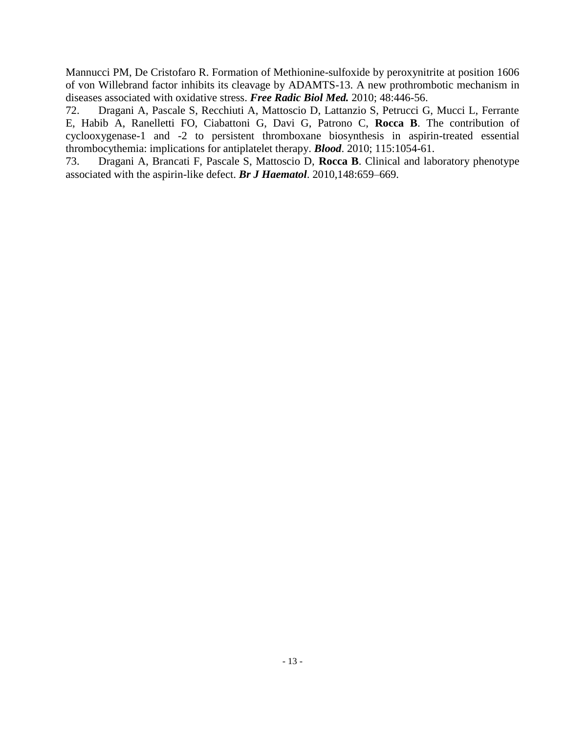Mannucci PM, De Cristofaro R. Formation of Methionine-sulfoxide by peroxynitrite at position 1606 of von Willebrand factor inhibits its cleavage by ADAMTS-13. A new prothrombotic mechanism in diseases associated with oxidative stress. ***Free Radic Biol Med.*** 2010; 48:446-56.

72. Dragani A, Pascale S, Recchiuti A, Mattoscio D, Lattanzio S, Petrucci G, Mucci L, Ferrante E, Habib A, Ranelletti FO, Ciabattoni G, Davi G, Patrono C, **Rocca B**. The contribution of cyclooxygenase-1 and -2 to persistent thromboxane biosynthesis in aspirin-treated essential thrombocythemia: implications for antiplatelet therapy. ***Blood***. 2010; 115:1054-61.

73. Dragani A, Brancati F, Pascale S, Mattoscio D, **Rocca B**. Clinical and laboratory phenotype associated with the aspirin-like defect. ***Br J Haematol***. 2010,148:659–669.